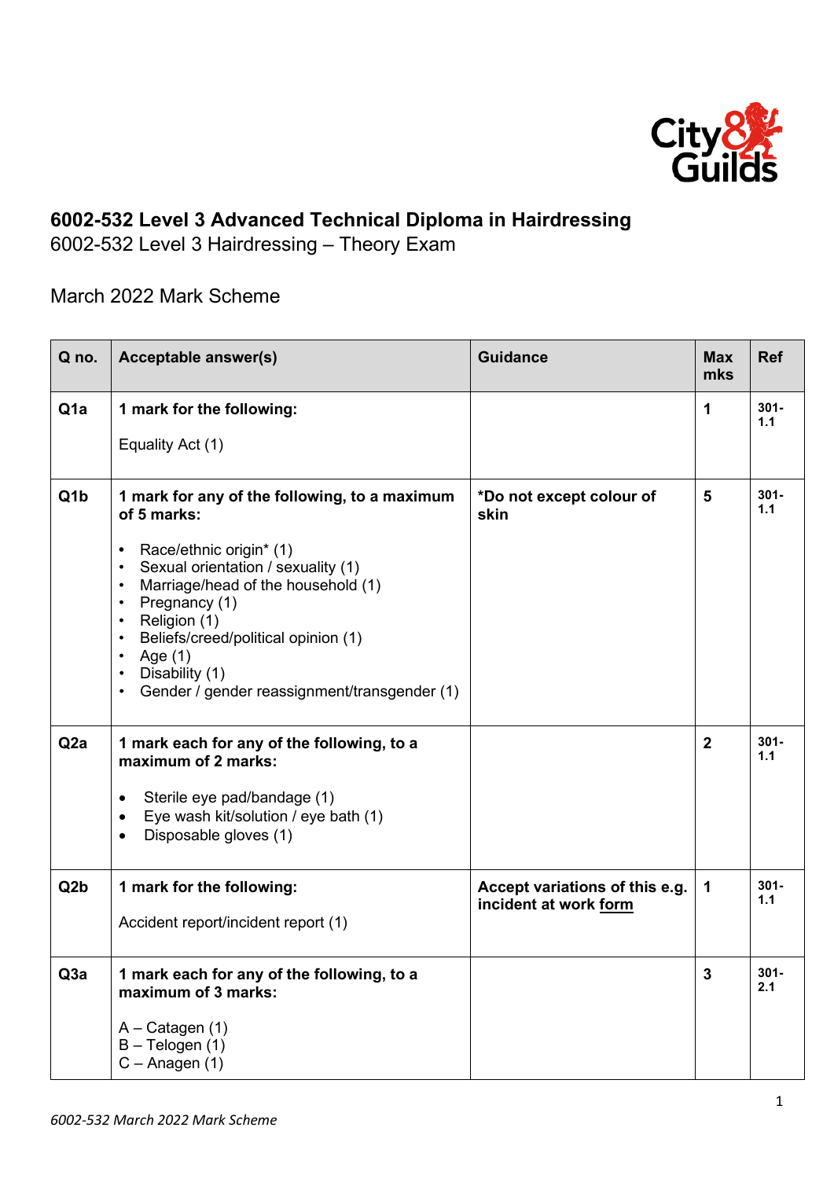# 6002-532 Level 3 Advanced Technical Diploma in Hairdressing

6002-532 Level 3 Hairdressing – Theory Exam

March 2022 Mark Scheme

| Q no. | Acceptable answer(s) | Guidance | Max mks | Ref |
|---|---|---|---|---|
| Q1a | **1 mark for the following:**<br><br>Equality Act (1) | | **1** | **301-1.1** |
| Q1b | **1 mark for any of the following, to a maximum of 5 marks:**<br><br>• Race/ethnic origin* (1)<br>• Sexual orientation / sexuality (1)<br>• Marriage/head of the household (1)<br>• Pregnancy (1)<br>• Religion (1)<br>• Beliefs/creed/political opinion (1)<br>• Age (1)<br>• Disability (1)<br>• Gender / gender reassignment/transgender (1) | ***Do not except colour of skin** | **5** | **301-1.1** |
| Q2a | **1 mark each for any of the following, to a maximum of 2 marks:**<br><br>• Sterile eye pad/bandage (1)<br>• Eye wash kit/solution / eye bath (1)<br>• Disposable gloves (1) | | **2** | **301-1.1** |
| Q2b | **1 mark for the following:**<br><br>Accident report/incident report (1) | **Accept variations of this e.g. incident at work form** | **1** | **301-1.1** |
| Q3a | **1 mark each for any of the following, to a maximum of 3 marks:**<br><br>A – Catagen (1)<br>B – Telogen (1)<br>C – Anagen (1) | | **3** | **301-2.1** |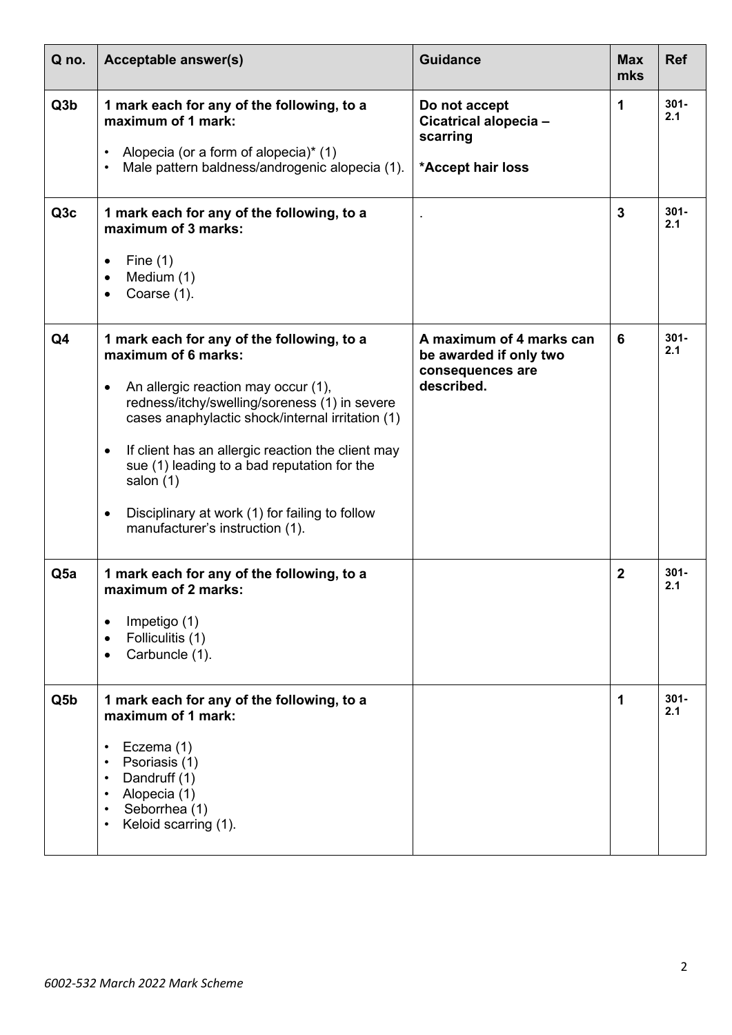| Q no. | Acceptable answer(s) | Guidance | Max mks | Ref |
|---|---|---|---|---|
| Q3b | **1 mark each for any of the following, to a maximum of 1 mark:**<br>• Alopecia (or a form of alopecia)* (1)<br>• Male pattern baldness/androgenic alopecia (1). | **Do not accept Cicatrical alopecia – scarring**<br><br>***Accept hair loss** | 1 | 301-2.1 |
| Q3c | **1 mark each for any of the following, to a maximum of 3 marks:**<br>• Fine (1)<br>• Medium (1)<br>• Coarse (1). | . | 3 | 301-2.1 |
| Q4 | **1 mark each for any of the following, to a maximum of 6 marks:**<br>• An allergic reaction may occur (1), redness/itchy/swelling/soreness (1) in severe cases anaphylactic shock/internal irritation (1)<br>• If client has an allergic reaction the client may sue (1) leading to a bad reputation for the salon (1)<br>• Disciplinary at work (1) for failing to follow manufacturer's instruction (1). | **A maximum of 4 marks can be awarded if only two consequences are described.** | 6 | 301-2.1 |
| Q5a | **1 mark each for any of the following, to a maximum of 2 marks:**<br>• Impetigo (1)<br>• Folliculitis (1)<br>• Carbuncle (1). | | 2 | 301-2.1 |
| Q5b | **1 mark each for any of the following, to a maximum of 1 mark:**<br>• Eczema (1)<br>• Psoriasis (1)<br>• Dandruff (1)<br>• Alopecia (1)<br>• Seborrhea (1)<br>• Keloid scarring (1). | | 1 | 301-2.1 |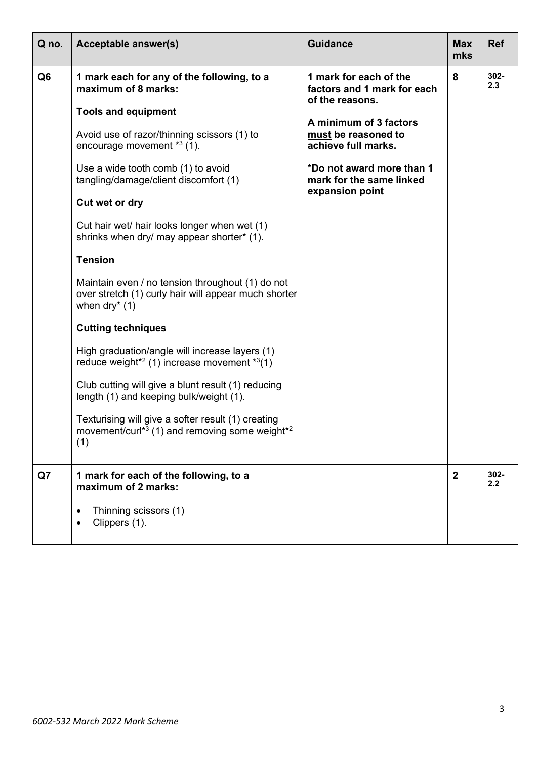| Q no. | Acceptable answer(s) | Guidance | Max mks | Ref |
|---|---|---|---|---|
| Q6 | **1 mark each for any of the following, to a maximum of 8 marks:**<br><br>**Tools and equipment**<br><br>Avoid use of razor/thinning scissors (1) to encourage movement *3 (1).<br><br>Use a wide tooth comb (1) to avoid tangling/damage/client discomfort (1)<br><br>**Cut wet or dry**<br><br>Cut hair wet/ hair looks longer when wet (1) shrinks when dry/ may appear shorter* (1).<br><br>**Tension**<br><br>Maintain even / no tension throughout (1) do not over stretch (1) curly hair will appear much shorter when dry* (1)<br><br>**Cutting techniques**<br><br>High graduation/angle will increase layers (1) reduce weight*2 (1) increase movement *3(1)<br><br>Club cutting will give a blunt result (1) reducing length (1) and keeping bulk/weight (1).<br><br>Texturising will give a softer result (1) creating movement/curl*3 (1) and removing some weight*2 (1) | **1 mark for each of the factors and 1 mark for each of the reasons.**<br><br>**A minimum of 3 factors <u>must</u> be reasoned to achieve full marks.**<br><br>**\*Do not award more than 1 mark for the same linked expansion point** | 8 | 302-2.3 |
| Q7 | **1 mark for each of the following, to a maximum of 2 marks:**<br><br>• Thinning scissors (1)<br>• Clippers (1). | | 2 | 302-2.2 |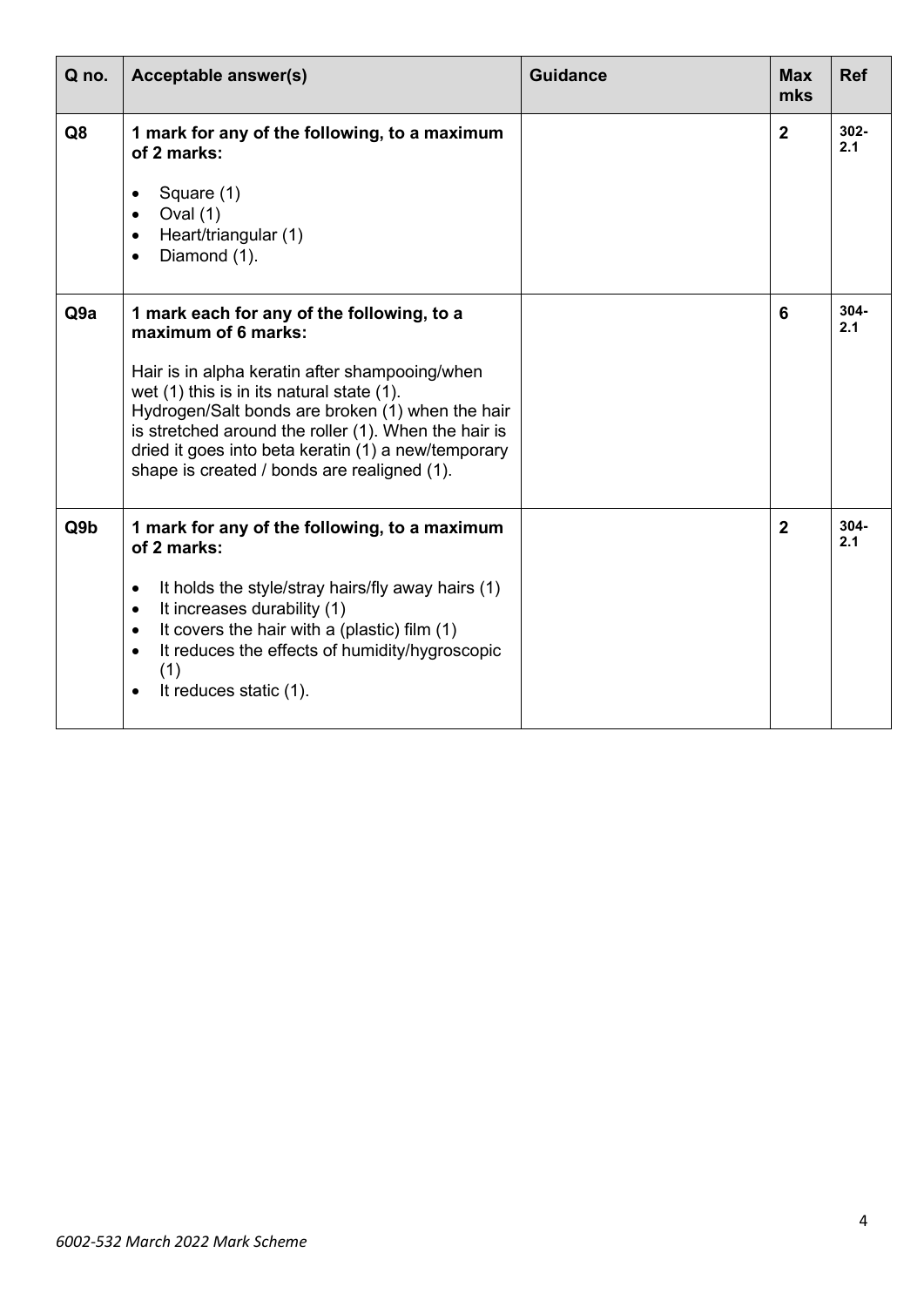| Q no. | Acceptable answer(s) | Guidance | Max mks | Ref |
|---|---|---|---|---|
| Q8 | **1 mark for any of the following, to a maximum of 2 marks:**<br><br>• Square (1)<br>• Oval (1)<br>• Heart/triangular (1)<br>• Diamond (1). | | 2 | 302-2.1 |
| Q9a | **1 mark each for any of the following, to a maximum of 6 marks:**<br><br>Hair is in alpha keratin after shampooing/when wet (1) this is in its natural state (1). Hydrogen/Salt bonds are broken (1) when the hair is stretched around the roller (1). When the hair is dried it goes into beta keratin (1) a new/temporary shape is created / bonds are realigned (1). | | 6 | 304-2.1 |
| Q9b | **1 mark for any of the following, to a maximum of 2 marks:**<br><br>• It holds the style/stray hairs/fly away hairs (1)<br>• It increases durability (1)<br>• It covers the hair with a (plastic) film (1)<br>• It reduces the effects of humidity/hygroscopic (1)<br>• It reduces static (1). | | 2 | 304-2.1 |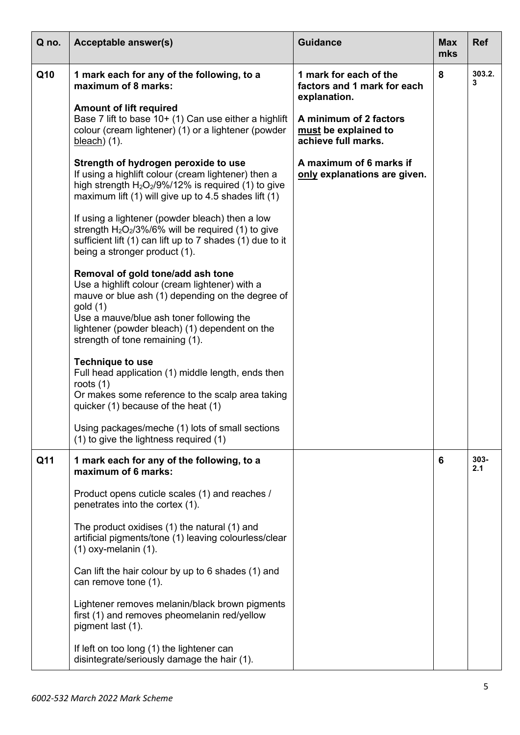| Q no. | Acceptable answer(s) | Guidance | Max mks | Ref |
|---|---|---|---|---|
| Q10 | **1 mark each for any of the following, to a maximum of 8 marks:**<br><br>**Amount of lift required**<br>Base 7 lift to base 10+ (1) Can use either a highlift colour (cream lightener) (1) or a lightener (powder bleach) (1).<br><br>**Strength of hydrogen peroxide to use**<br>If using a highlift colour (cream lightener) then a high strength $H_2O_2$/9%/12% is required (1) to give maximum lift (1) will give up to 4.5 shades lift (1)<br><br>If using a lightener (powder bleach) then a low strength $H_2O_2$/3%/6% will be required (1) to give sufficient lift (1) can lift up to 7 shades (1) due to it being a stronger product (1).<br><br>**Removal of gold tone/add ash tone**<br>Use a highlift colour (cream lightener) with a mauve or blue ash (1) depending on the degree of gold (1)<br>Use a mauve/blue ash toner following the lightener (powder bleach) (1) dependent on the strength of tone remaining (1).<br><br>**Technique to use**<br>Full head application (1) middle length, ends then roots (1)<br>Or makes some reference to the scalp area taking quicker (1) because of the heat (1)<br><br>Using packages/meche (1) lots of small sections (1) to give the lightness required (1) | **1 mark for each of the factors and 1 mark for each explanation.**<br><br>**A minimum of 2 factors must be explained to achieve full marks.**<br><br>**A maximum of 6 marks if only explanations are given.** | 8 | 303.2.3 |
| Q11 | **1 mark each for any of the following, to a maximum of 6 marks:**<br><br>Product opens cuticle scales (1) and reaches / penetrates into the cortex (1).<br><br>The product oxidises (1) the natural (1) and artificial pigments/tone (1) leaving colourless/clear (1) oxy-melanin (1).<br><br>Can lift the hair colour by up to 6 shades (1) and can remove tone (1).<br><br>Lightener removes melanin/black brown pigments first (1) and removes pheomelanin red/yellow pigment last (1).<br><br>If left on too long (1) the lightener can disintegrate/seriously damage the hair (1). | | 6 | 303-2.1 |

*6002-532 March 2022 Mark Scheme*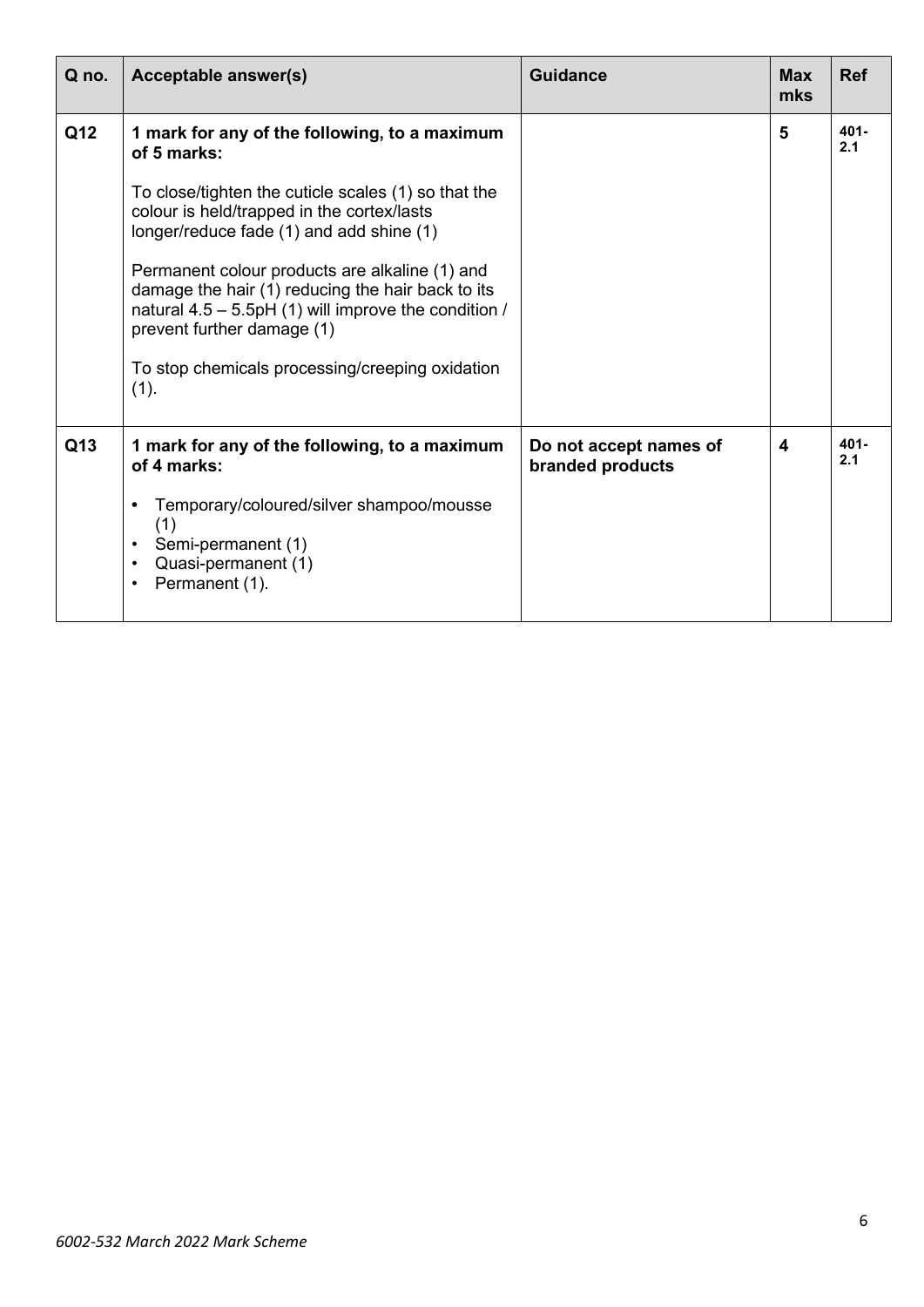| Q no. | Acceptable answer(s) | Guidance | Max mks | Ref |
|---|---|---|---|---|
| Q12 | **1 mark for any of the following, to a maximum of 5 marks:**<br><br>To close/tighten the cuticle scales (1) so that the colour is held/trapped in the cortex/lasts longer/reduce fade (1) and add shine (1)<br><br>Permanent colour products are alkaline (1) and damage the hair (1) reducing the hair back to its natural 4.5 – 5.5pH (1) will improve the condition / prevent further damage (1)<br><br>To stop chemicals processing/creeping oxidation (1). | | 5 | 401-2.1 |
| Q13 | **1 mark for any of the following, to a maximum of 4 marks:**<br><br>• Temporary/coloured/silver shampoo/mousse (1)<br>• Semi-permanent (1)<br>• Quasi-permanent (1)<br>• Permanent (1). | **Do not accept names of branded products** | 4 | 401-2.1 |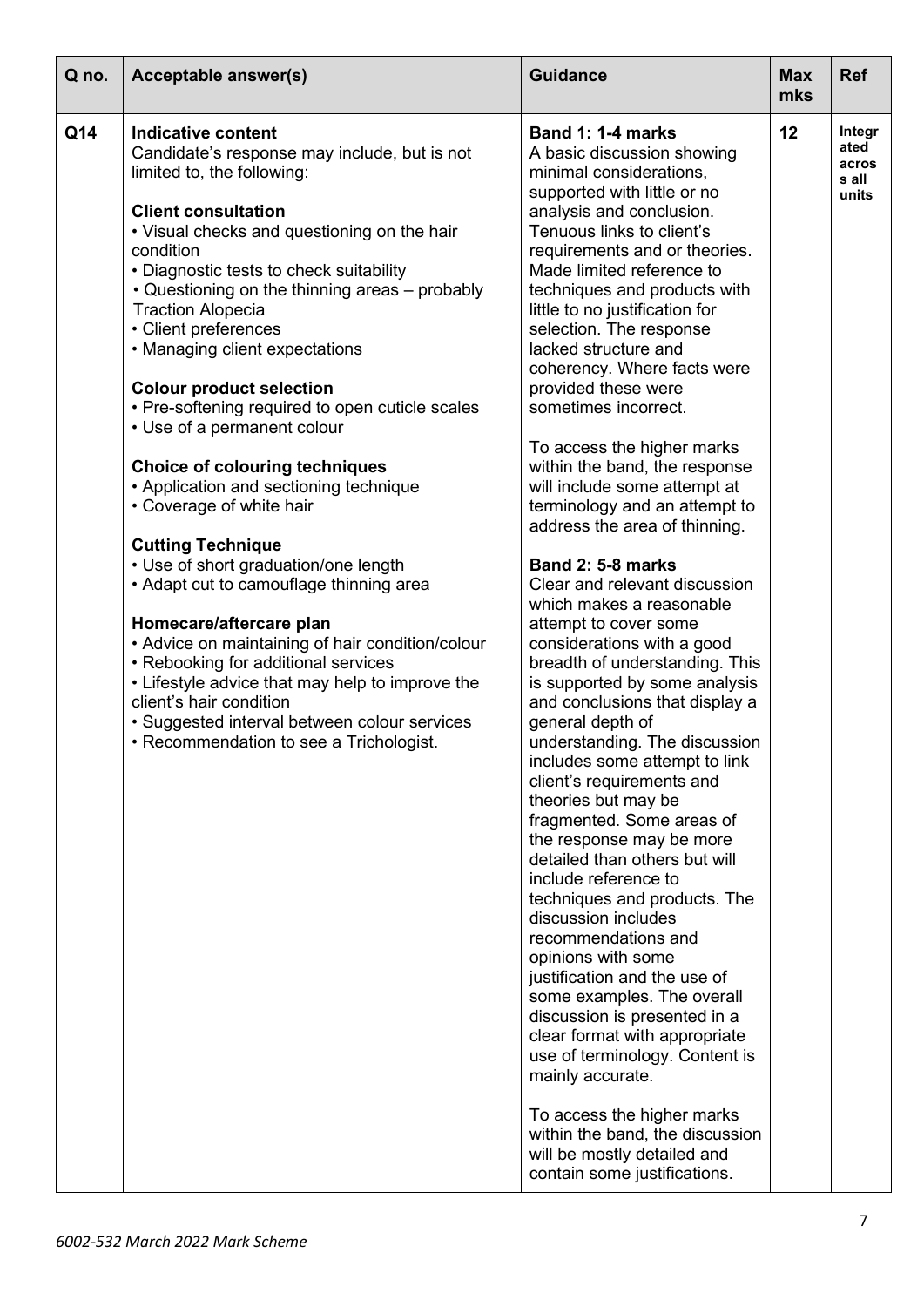| Q no. | Acceptable answer(s) | Guidance | Max mks | Ref |
|---|---|---|---|---|
| Q14 | **Indicative content**<br>Candidate's response may include, but is not limited to, the following:<br><br>**Client consultation**<br>• Visual checks and questioning on the hair condition<br>• Diagnostic tests to check suitability<br>• Questioning on the thinning areas – probably Traction Alopecia<br>• Client preferences<br>• Managing client expectations<br><br>**Colour product selection**<br>• Pre-softening required to open cuticle scales<br>• Use of a permanent colour<br><br>**Choice of colouring techniques**<br>• Application and sectioning technique<br>• Coverage of white hair<br><br>**Cutting Technique**<br>• Use of short graduation/one length<br>• Adapt cut to camouflage thinning area<br><br>**Homecare/aftercare plan**<br>• Advice on maintaining of hair condition/colour<br>• Rebooking for additional services<br>• Lifestyle advice that may help to improve the client's hair condition<br>• Suggested interval between colour services<br>• Recommendation to see a Trichologist. | **Band 1: 1-4 marks**<br>A basic discussion showing minimal considerations, supported with little or no analysis and conclusion. Tenuous links to client's requirements and or theories. Made limited reference to techniques and products with little to no justification for selection. The response lacked structure and coherency. Where facts were provided these were sometimes incorrect.<br><br>To access the higher marks within the band, the response will include some attempt at terminology and an attempt to address the area of thinning.<br><br>**Band 2: 5-8 marks**<br>Clear and relevant discussion which makes a reasonable attempt to cover some considerations with a good breadth of understanding. This is supported by some analysis and conclusions that display a general depth of understanding. The discussion includes some attempt to link client's requirements and theories but may be fragmented. Some areas of the response may be more detailed than others but will include reference to techniques and products. The discussion includes recommendations and opinions with some justification and the use of some examples. The overall discussion is presented in a clear format with appropriate use of terminology. Content is mainly accurate.<br><br>To access the higher marks within the band, the discussion will be mostly detailed and contain some justifications. | 12 | Integrated across all units |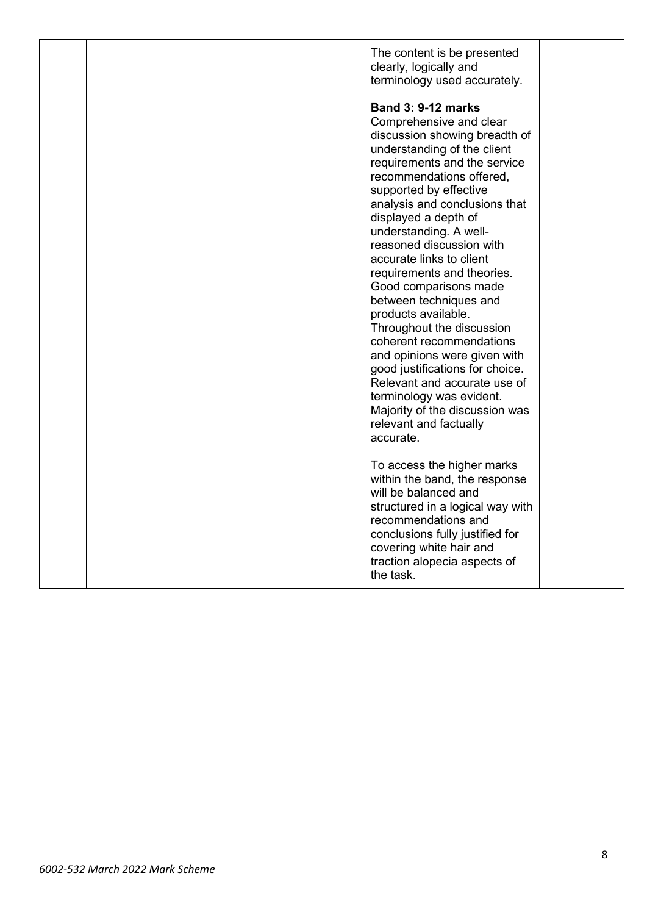| | | | | |
|---|---|---|---|---|
| | | The content is be presented clearly, logically and terminology used accurately.<br><br>**Band 3: 9-12 marks**<br>Comprehensive and clear discussion showing breadth of understanding of the client requirements and the service recommendations offered, supported by effective analysis and conclusions that displayed a depth of understanding. A well-reasoned discussion with accurate links to client requirements and theories. Good comparisons made between techniques and products available. Throughout the discussion coherent recommendations and opinions were given with good justifications for choice. Relevant and accurate use of terminology was evident. Majority of the discussion was relevant and factually accurate.<br><br>To access the higher marks within the band, the response will be balanced and structured in a logical way with recommendations and conclusions fully justified for covering white hair and traction alopecia aspects of the task. | | |